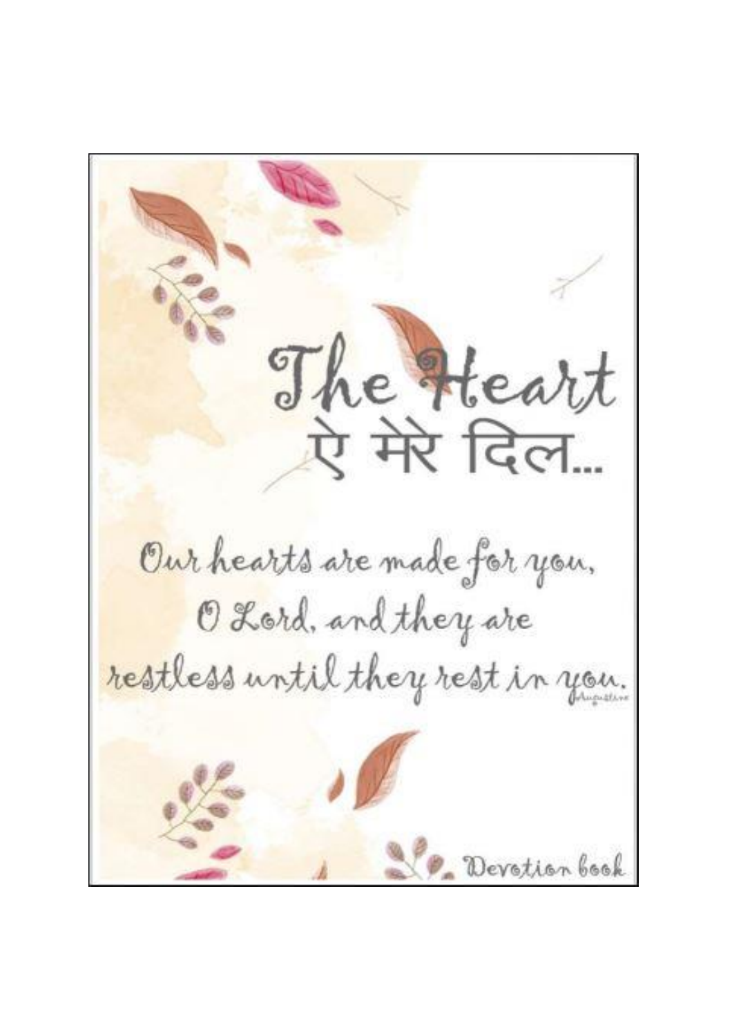# The Heart

## ऐ मेरे दिल...

Our hearts are made for you,
O Lord, and they are
restless until they rest in you.

Augustine

Devotion book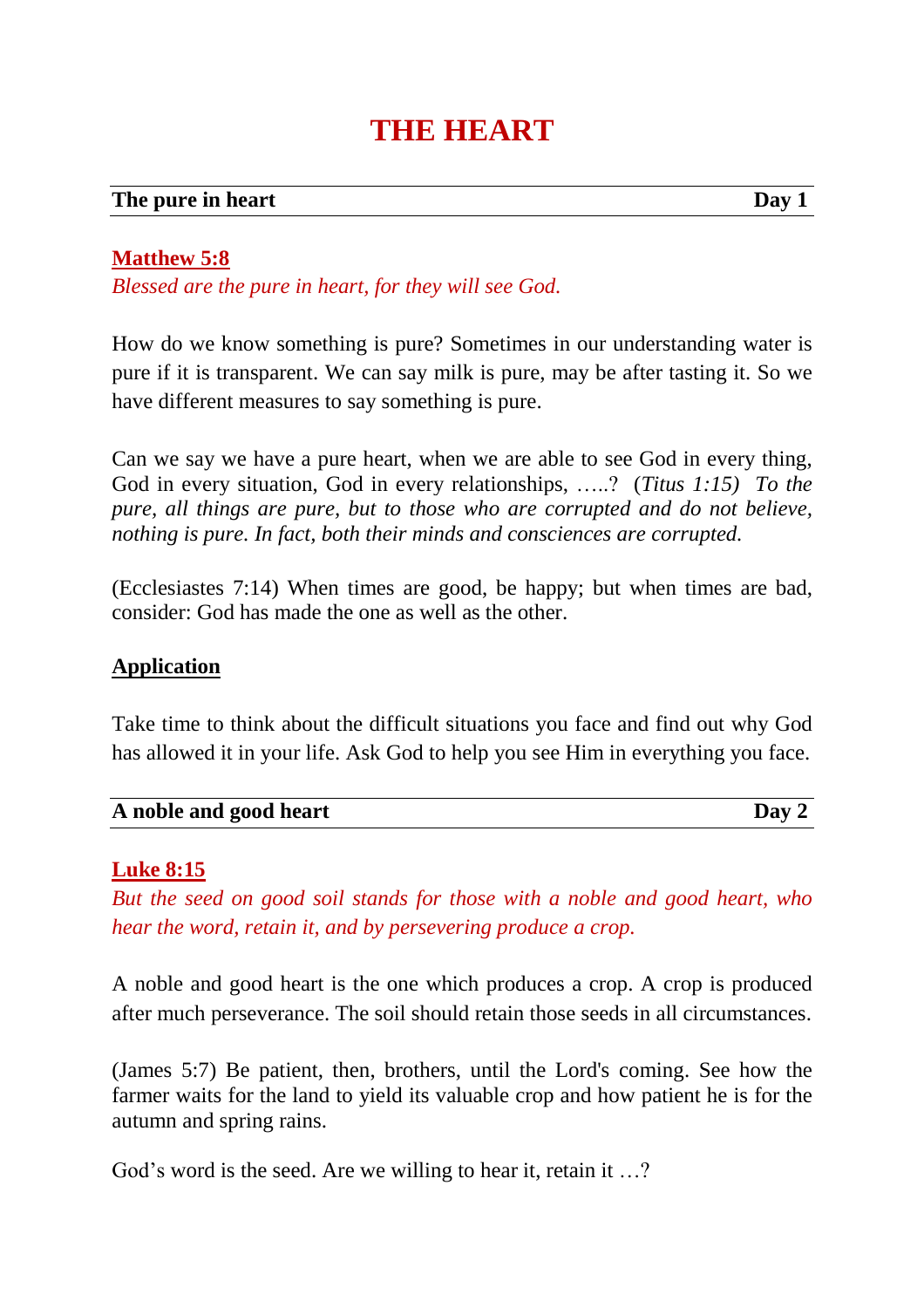# THE HEART

**The pure in heart** **Day 1**

**Matthew 5:8**

*Blessed are the pure in heart, for they will see God.*

How do we know something is pure? Sometimes in our understanding water is pure if it is transparent. We can say milk is pure, may be after tasting it. So we have different measures to say something is pure.

Can we say we have a pure heart, when we are able to see God in every thing, God in every situation, God in every relationships, …..? (*Titus 1:15) To the pure, all things are pure, but to those who are corrupted and do not believe, nothing is pure. In fact, both their minds and consciences are corrupted.*

(Ecclesiastes 7:14) When times are good, be happy; but when times are bad, consider: God has made the one as well as the other.

**Application**

Take time to think about the difficult situations you face and find out why God has allowed it in your life. Ask God to help you see Him in everything you face.

**A noble and good heart** **Day 2**

**Luke 8:15**

*But the seed on good soil stands for those with a noble and good heart, who hear the word, retain it, and by persevering produce a crop.*

A noble and good heart is the one which produces a crop. A crop is produced after much perseverance. The soil should retain those seeds in all circumstances.

(James 5:7) Be patient, then, brothers, until the Lord's coming. See how the farmer waits for the land to yield its valuable crop and how patient he is for the autumn and spring rains.

God's word is the seed. Are we willing to hear it, retain it …?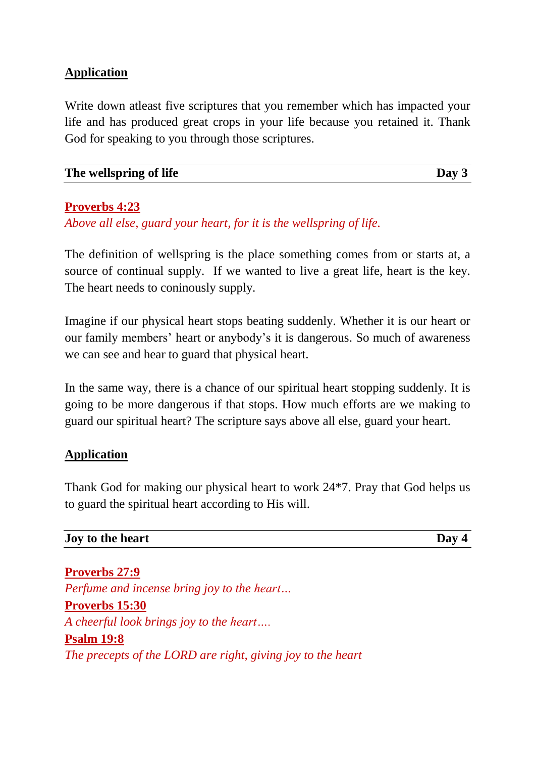**Application**

Write down atleast five scriptures that you remember which has impacted your life and has produced great crops in your life because you retained it. Thank God for speaking to you through those scriptures.

## The wellspring of life — Day 3

**Proverbs 4:23**

*Above all else, guard your heart, for it is the wellspring of life.*

The definition of wellspring is the place something comes from or starts at, a source of continual supply. If we wanted to live a great life, heart is the key. The heart needs to coninously supply.

Imagine if our physical heart stops beating suddenly. Whether it is our heart or our family members' heart or anybody's it is dangerous. So much of awareness we can see and hear to guard that physical heart.

In the same way, there is a chance of our spiritual heart stopping suddenly. It is going to be more dangerous if that stops. How much efforts are we making to guard our spiritual heart? The scripture says above all else, guard your heart.

**Application**

Thank God for making our physical heart to work 24*7. Pray that God helps us to guard the spiritual heart according to His will.

## Joy to the heart — Day 4

**Proverbs 27:9**

*Perfume and incense bring joy to the heart…*

**Proverbs 15:30**

*A cheerful look brings joy to the heart….*

**Psalm 19:8**

*The precepts of the LORD are right, giving joy to the heart*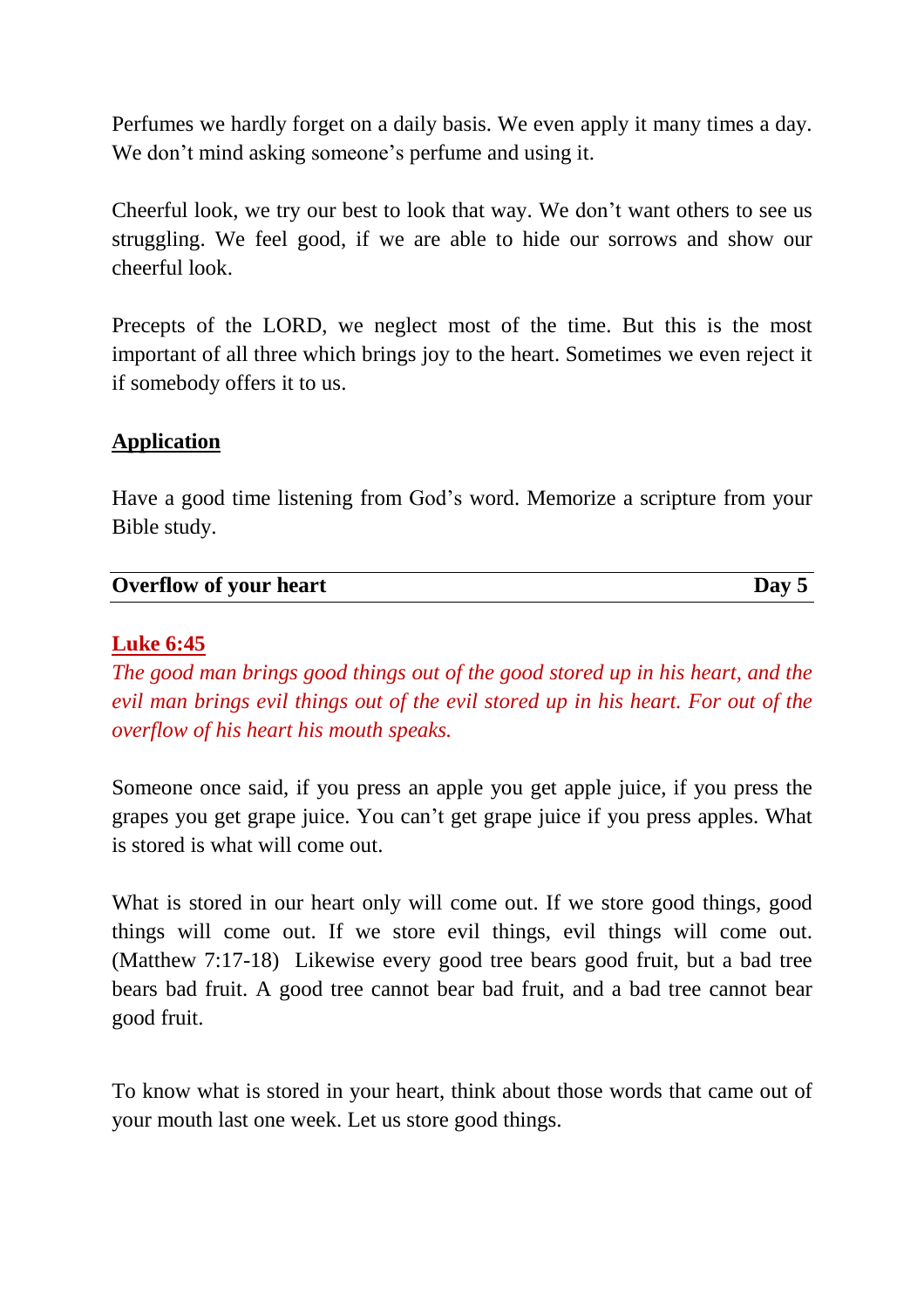Perfumes we hardly forget on a daily basis. We even apply it many times a day. We don't mind asking someone's perfume and using it.

Cheerful look, we try our best to look that way. We don't want others to see us struggling. We feel good, if we are able to hide our sorrows and show our cheerful look.

Precepts of the LORD, we neglect most of the time. But this is the most important of all three which brings joy to the heart. Sometimes we even reject it if somebody offers it to us.

**Application**

Have a good time listening from God's word. Memorize a scripture from your Bible study.

## Overflow of your heart — Day 5

**Luke 6:45**

*The good man brings good things out of the good stored up in his heart, and the evil man brings evil things out of the evil stored up in his heart. For out of the overflow of his heart his mouth speaks.*

Someone once said, if you press an apple you get apple juice, if you press the grapes you get grape juice. You can't get grape juice if you press apples. What is stored is what will come out.

What is stored in our heart only will come out. If we store good things, good things will come out. If we store evil things, evil things will come out. (Matthew 7:17-18) Likewise every good tree bears good fruit, but a bad tree bears bad fruit. A good tree cannot bear bad fruit, and a bad tree cannot bear good fruit.

To know what is stored in your heart, think about those words that came out of your mouth last one week. Let us store good things.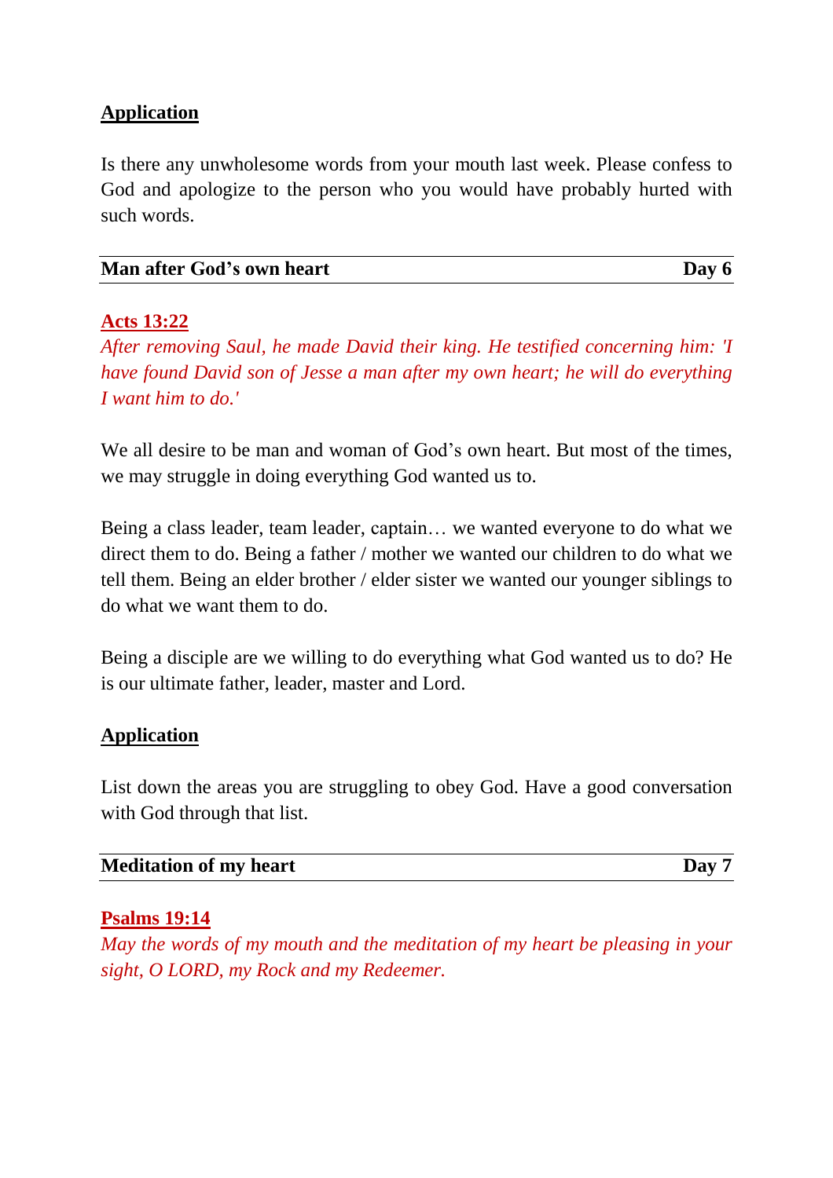**Application**

Is there any unwholesome words from your mouth last week. Please confess to God and apologize to the person who you would have probably hurted with such words.

---

**Man after God's own heart** **Day 6**

---

**Acts 13:22**

*After removing Saul, he made David their king. He testified concerning him: 'I have found David son of Jesse a man after my own heart; he will do everything I want him to do.'*

We all desire to be man and woman of God's own heart. But most of the times, we may struggle in doing everything God wanted us to.

Being a class leader, team leader, captain… we wanted everyone to do what we direct them to do. Being a father / mother we wanted our children to do what we tell them. Being an elder brother / elder sister we wanted our younger siblings to do what we want them to do.

Being a disciple are we willing to do everything what God wanted us to do? He is our ultimate father, leader, master and Lord.

**Application**

List down the areas you are struggling to obey God. Have a good conversation with God through that list.

---

**Meditation of my heart** **Day 7**

---

**Psalms 19:14**

*May the words of my mouth and the meditation of my heart be pleasing in your sight, O LORD, my Rock and my Redeemer.*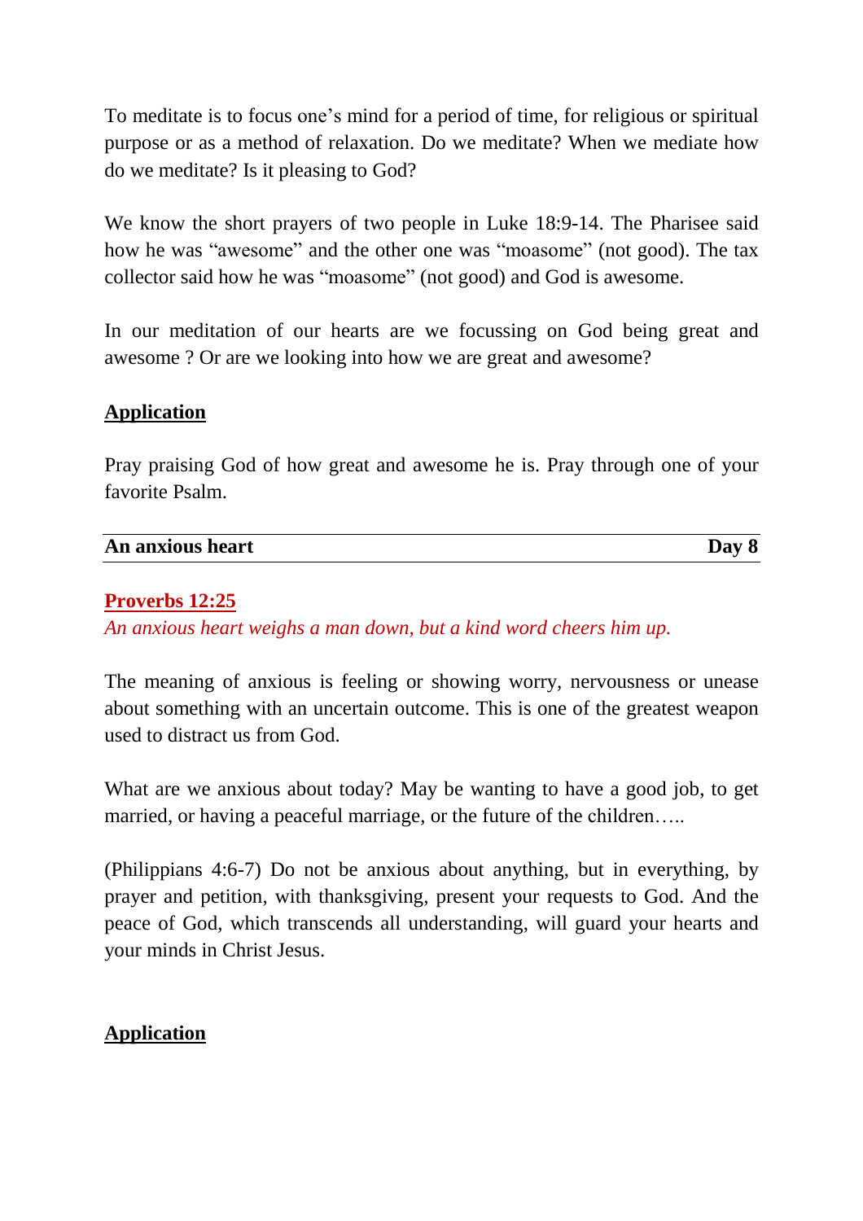To meditate is to focus one's mind for a period of time, for religious or spiritual purpose or as a method of relaxation. Do we meditate? When we mediate how do we meditate? Is it pleasing to God?

We know the short prayers of two people in Luke 18:9-14. The Pharisee said how he was "awesome" and the other one was "moasome" (not good). The tax collector said how he was "moasome" (not good) and God is awesome.

In our meditation of our hearts are we focussing on God being great and awesome ? Or are we looking into how we are great and awesome?

**Application**

Pray praising God of how great and awesome he is. Pray through one of your favorite Psalm.

---

## An anxious heart — Day 8

---

**Proverbs 12:25**

*An anxious heart weighs a man down, but a kind word cheers him up.*

The meaning of anxious is feeling or showing worry, nervousness or unease about something with an uncertain outcome. This is one of the greatest weapon used to distract us from God.

What are we anxious about today? May be wanting to have a good job, to get married, or having a peaceful marriage, or the future of the children…..

(Philippians 4:6-7) Do not be anxious about anything, but in everything, by prayer and petition, with thanksgiving, present your requests to God. And the peace of God, which transcends all understanding, will guard your hearts and your minds in Christ Jesus.

**Application**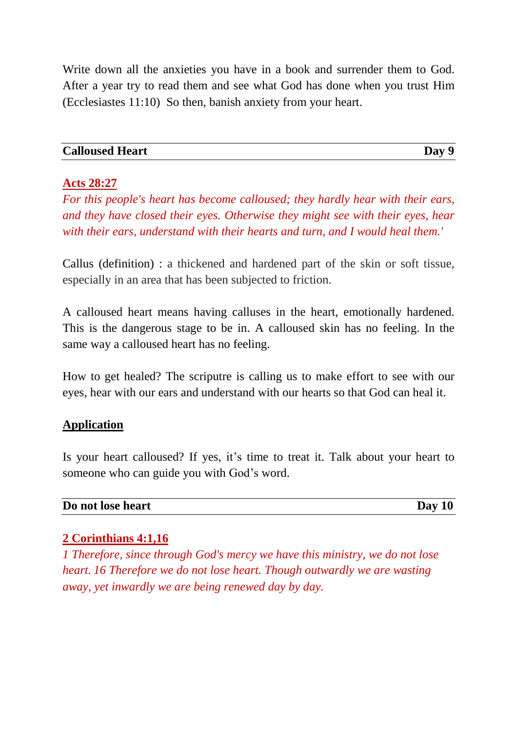Write down all the anxieties you have in a book and surrender them to God. After a year try to read them and see what God has done when you trust Him (Ecclesiastes 11:10)  So then, banish anxiety from your heart.

## Calloused Heart — Day 9

**Acts 28:27**

*For this people's heart has become calloused; they hardly hear with their ears, and they have closed their eyes. Otherwise they might see with their eyes, hear with their ears, understand with their hearts and turn, and I would heal them.'*

Callus (definition) : a thickened and hardened part of the skin or soft tissue, especially in an area that has been subjected to friction.

A calloused heart means having calluses in the heart, emotionally hardened. This is the dangerous stage to be in. A calloused skin has no feeling. In the same way a calloused heart has no feeling.

How to get healed? The scriputre is calling us to make effort to see with our eyes, hear with our ears and understand with our hearts so that God can heal it.

**Application**

Is your heart calloused? If yes, it's time to treat it. Talk about your heart to someone who can guide you with God's word.

## Do not lose heart — Day 10

**2 Corinthians 4:1,16**

*1 Therefore, since through God's mercy we have this ministry, we do not lose heart. 16 Therefore we do not lose heart. Though outwardly we are wasting away, yet inwardly we are being renewed day by day.*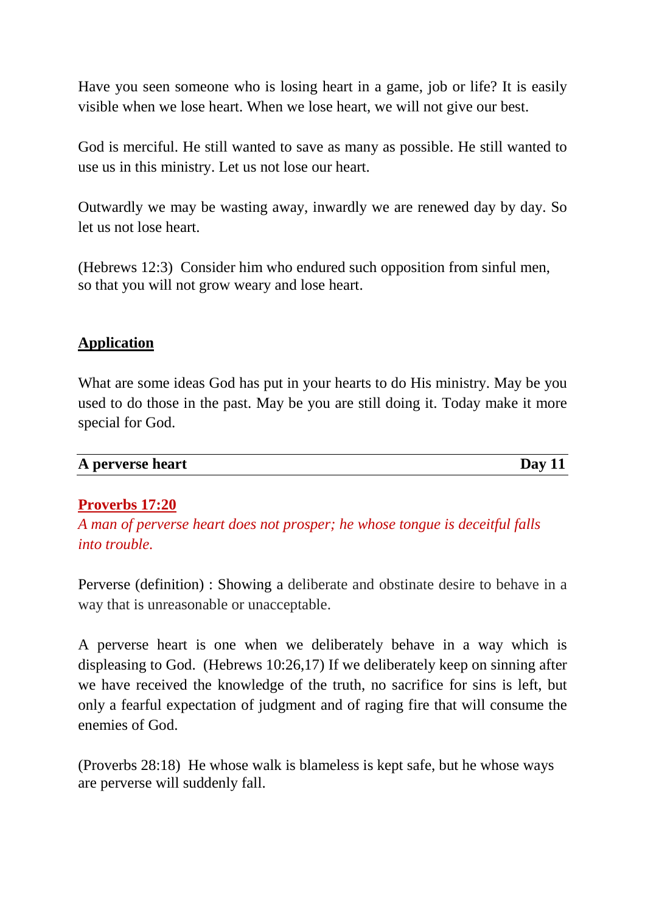Have you seen someone who is losing heart in a game, job or life? It is easily visible when we lose heart. When we lose heart, we will not give our best.

God is merciful. He still wanted to save as many as possible. He still wanted to use us in this ministry. Let us not lose our heart.

Outwardly we may be wasting away, inwardly we are renewed day by day. So let us not lose heart.

(Hebrews 12:3) Consider him who endured such opposition from sinful men, so that you will not grow weary and lose heart.

## Application

What are some ideas God has put in your hearts to do His ministry. May be you used to do those in the past. May be you are still doing it. Today make it more special for God.

## A perverse heart — Day 11

**Proverbs 17:20**

*A man of perverse heart does not prosper; he whose tongue is deceitful falls into trouble.*

Perverse (definition) : Showing a deliberate and obstinate desire to behave in a way that is unreasonable or unacceptable.

A perverse heart is one when we deliberately behave in a way which is displeasing to God. (Hebrews 10:26,17) If we deliberately keep on sinning after we have received the knowledge of the truth, no sacrifice for sins is left, but only a fearful expectation of judgment and of raging fire that will consume the enemies of God.

(Proverbs 28:18) He whose walk is blameless is kept safe, but he whose ways are perverse will suddenly fall.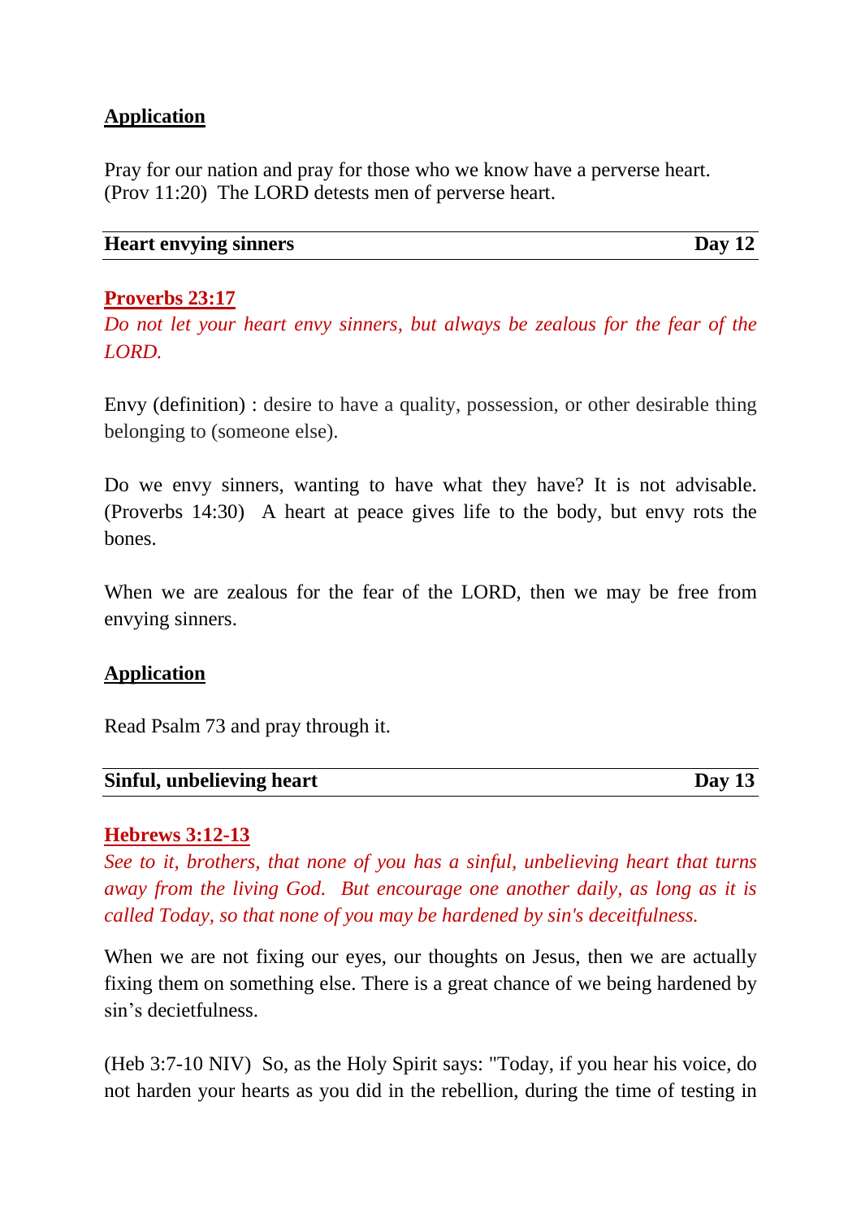**Application**

Pray for our nation and pray for those who we know have a perverse heart.
(Prov 11:20) The LORD detests men of perverse heart.

**Heart envying sinners** **Day 12**

**Proverbs 23:17**

*Do not let your heart envy sinners, but always be zealous for the fear of the LORD.*

Envy (definition) : desire to have a quality, possession, or other desirable thing belonging to (someone else).

Do we envy sinners, wanting to have what they have? It is not advisable. (Proverbs 14:30) A heart at peace gives life to the body, but envy rots the bones.

When we are zealous for the fear of the LORD, then we may be free from envying sinners.

**Application**

Read Psalm 73 and pray through it.

**Sinful, unbelieving heart** **Day 13**

**Hebrews 3:12-13**

*See to it, brothers, that none of you has a sinful, unbelieving heart that turns away from the living God. But encourage one another daily, as long as it is called Today, so that none of you may be hardened by sin's deceitfulness.*

When we are not fixing our eyes, our thoughts on Jesus, then we are actually fixing them on something else. There is a great chance of we being hardened by sin's decietfulness.

(Heb 3:7-10 NIV) So, as the Holy Spirit says: "Today, if you hear his voice, do not harden your hearts as you did in the rebellion, during the time of testing in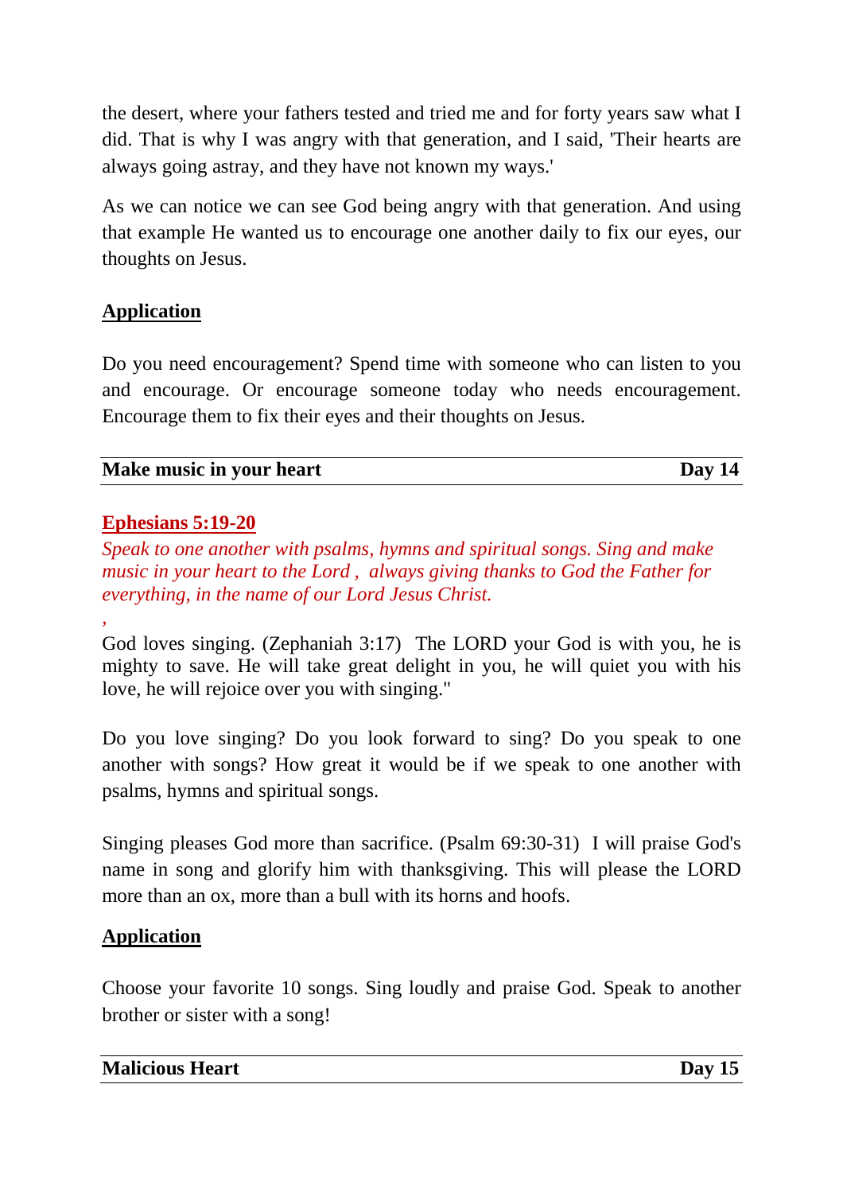the desert, where your fathers tested and tried me and for forty years saw what I did. That is why I was angry with that generation, and I said, 'Their hearts are always going astray, and they have not known my ways.'

As we can notice we can see God being angry with that generation. And using that example He wanted us to encourage one another daily to fix our eyes, our thoughts on Jesus.

**Application**

Do you need encouragement? Spend time with someone who can listen to you and encourage. Or encourage someone today who needs encouragement. Encourage them to fix their eyes and their thoughts on Jesus.

## Make music in your heart — Day 14

**Ephesians 5:19-20**

*Speak to one another with psalms, hymns and spiritual songs. Sing and make music in your heart to the Lord , always giving thanks to God the Father for everything, in the name of our Lord Jesus Christ.*

*,*

God loves singing. (Zephaniah 3:17) The LORD your God is with you, he is mighty to save. He will take great delight in you, he will quiet you with his love, he will rejoice over you with singing."

Do you love singing? Do you look forward to sing? Do you speak to one another with songs? How great it would be if we speak to one another with psalms, hymns and spiritual songs.

Singing pleases God more than sacrifice. (Psalm 69:30-31) I will praise God's name in song and glorify him with thanksgiving. This will please the LORD more than an ox, more than a bull with its horns and hoofs.

**Application**

Choose your favorite 10 songs. Sing loudly and praise God. Speak to another brother or sister with a song!

## Malicious Heart — Day 15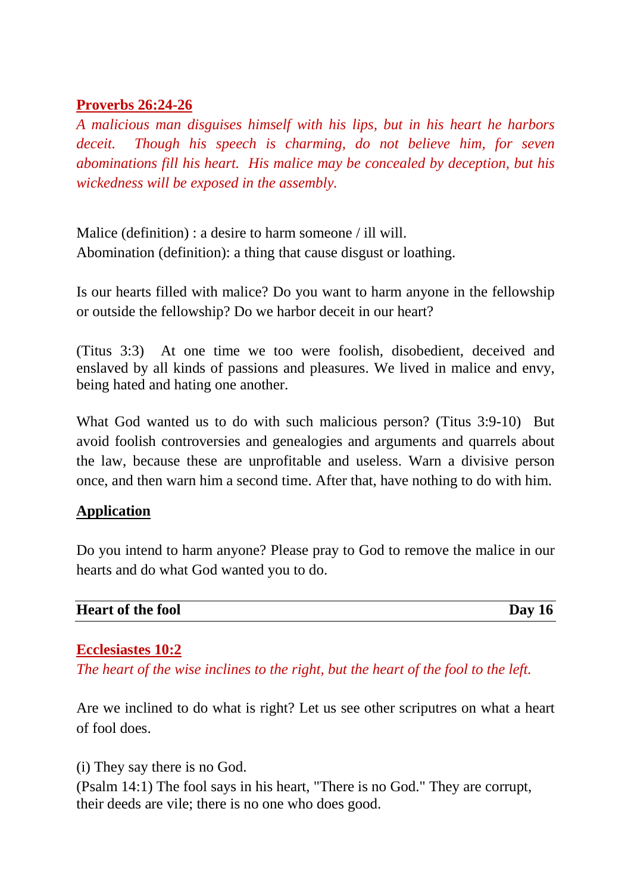**Proverbs 26:24-26**

*A malicious man disguises himself with his lips, but in his heart he harbors deceit. Though his speech is charming, do not believe him, for seven abominations fill his heart. His malice may be concealed by deception, but his wickedness will be exposed in the assembly.*

Malice (definition) : a desire to harm someone / ill will.
Abomination (definition): a thing that cause disgust or loathing.

Is our hearts filled with malice? Do you want to harm anyone in the fellowship or outside the fellowship? Do we harbor deceit in our heart?

(Titus 3:3) At one time we too were foolish, disobedient, deceived and enslaved by all kinds of passions and pleasures. We lived in malice and envy, being hated and hating one another.

What God wanted us to do with such malicious person? (Titus 3:9-10) But avoid foolish controversies and genealogies and arguments and quarrels about the law, because these are unprofitable and useless. Warn a divisive person once, and then warn him a second time. After that, have nothing to do with him.

**Application**

Do you intend to harm anyone? Please pray to God to remove the malice in our hearts and do what God wanted you to do.

## Heart of the fool — Day 16

**Ecclesiastes 10:2**

*The heart of the wise inclines to the right, but the heart of the fool to the left.*

Are we inclined to do what is right? Let us see other scriputres on what a heart of fool does.

(i) They say there is no God.
(Psalm 14:1) The fool says in his heart, "There is no God." They are corrupt, their deeds are vile; there is no one who does good.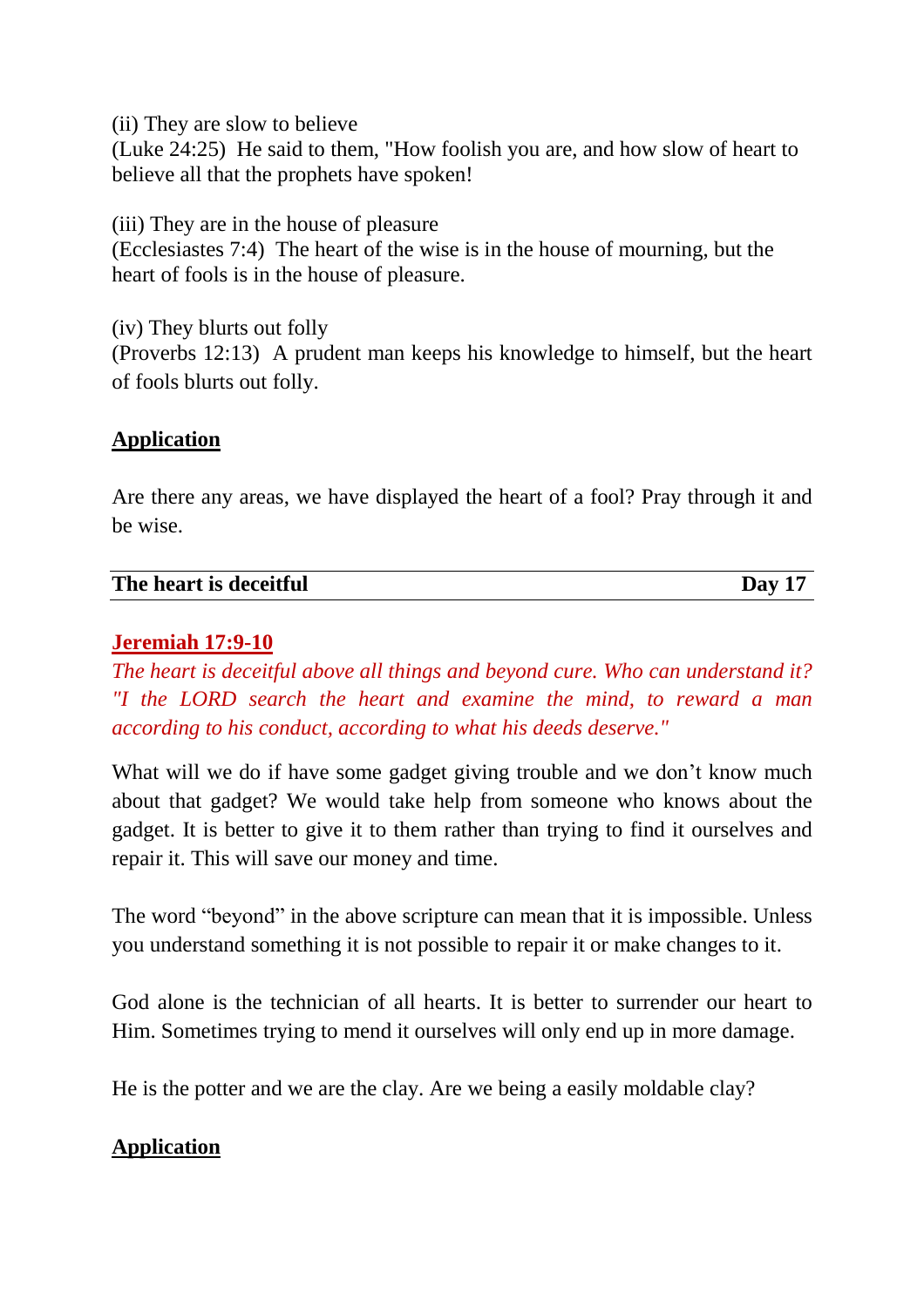(ii) They are slow to believe
(Luke 24:25) He said to them, "How foolish you are, and how slow of heart to believe all that the prophets have spoken!

(iii) They are in the house of pleasure
(Ecclesiastes 7:4) The heart of the wise is in the house of mourning, but the heart of fools is in the house of pleasure.

(iv) They blurts out folly
(Proverbs 12:13) A prudent man keeps his knowledge to himself, but the heart of fools blurts out folly.

**Application**

Are there any areas, we have displayed the heart of a fool? Pray through it and be wise.

## The heart is deceitful — Day 17

**Jeremiah 17:9-10**

*The heart is deceitful above all things and beyond cure. Who can understand it? "I the LORD search the heart and examine the mind, to reward a man according to his conduct, according to what his deeds deserve."*

What will we do if have some gadget giving trouble and we don't know much about that gadget? We would take help from someone who knows about the gadget. It is better to give it to them rather than trying to find it ourselves and repair it. This will save our money and time.

The word "beyond" in the above scripture can mean that it is impossible. Unless you understand something it is not possible to repair it or make changes to it.

God alone is the technician of all hearts. It is better to surrender our heart to Him. Sometimes trying to mend it ourselves will only end up in more damage.

He is the potter and we are the clay. Are we being a easily moldable clay?

**Application**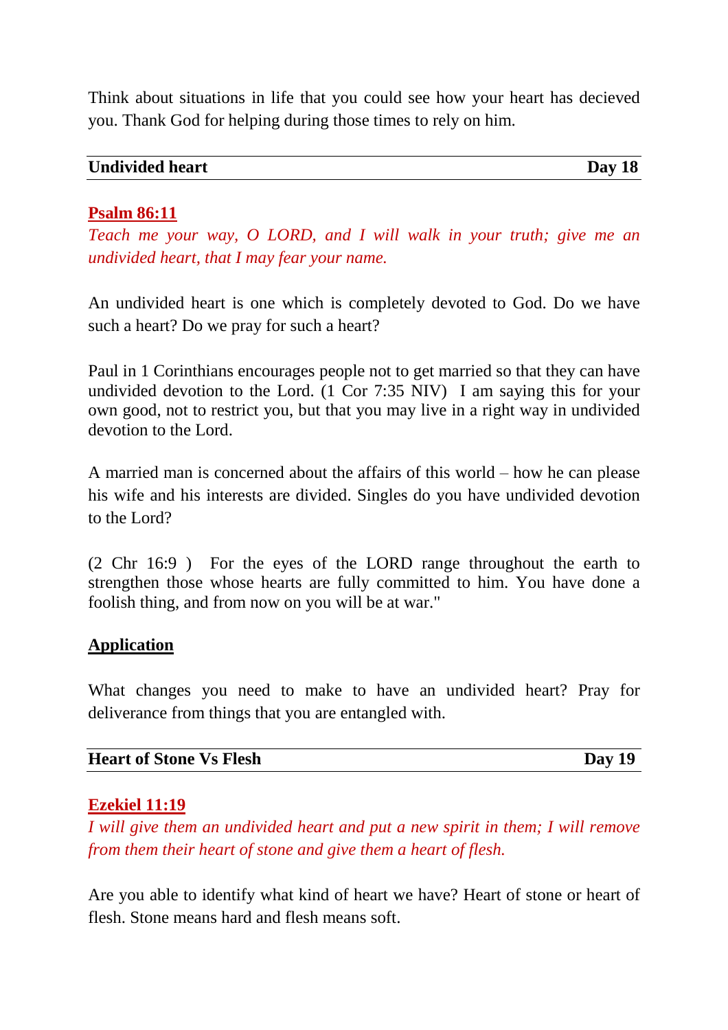Think about situations in life that you could see how your heart has decieved you. Thank God for helping during those times to rely on him.

## Undivided heart — Day 18

**Psalm 86:11**

*Teach me your way, O LORD, and I will walk in your truth; give me an undivided heart, that I may fear your name.*

An undivided heart is one which is completely devoted to God. Do we have such a heart? Do we pray for such a heart?

Paul in 1 Corinthians encourages people not to get married so that they can have undivided devotion to the Lord. (1 Cor 7:35 NIV) I am saying this for your own good, not to restrict you, but that you may live in a right way in undivided devotion to the Lord.

A married man is concerned about the affairs of this world – how he can please his wife and his interests are divided. Singles do you have undivided devotion to the Lord?

(2 Chr 16:9 ) For the eyes of the LORD range throughout the earth to strengthen those whose hearts are fully committed to him. You have done a foolish thing, and from now on you will be at war."

**Application**

What changes you need to make to have an undivided heart? Pray for deliverance from things that you are entangled with.

## Heart of Stone Vs Flesh — Day 19

**Ezekiel 11:19**

*I will give them an undivided heart and put a new spirit in them; I will remove from them their heart of stone and give them a heart of flesh.*

Are you able to identify what kind of heart we have? Heart of stone or heart of flesh. Stone means hard and flesh means soft.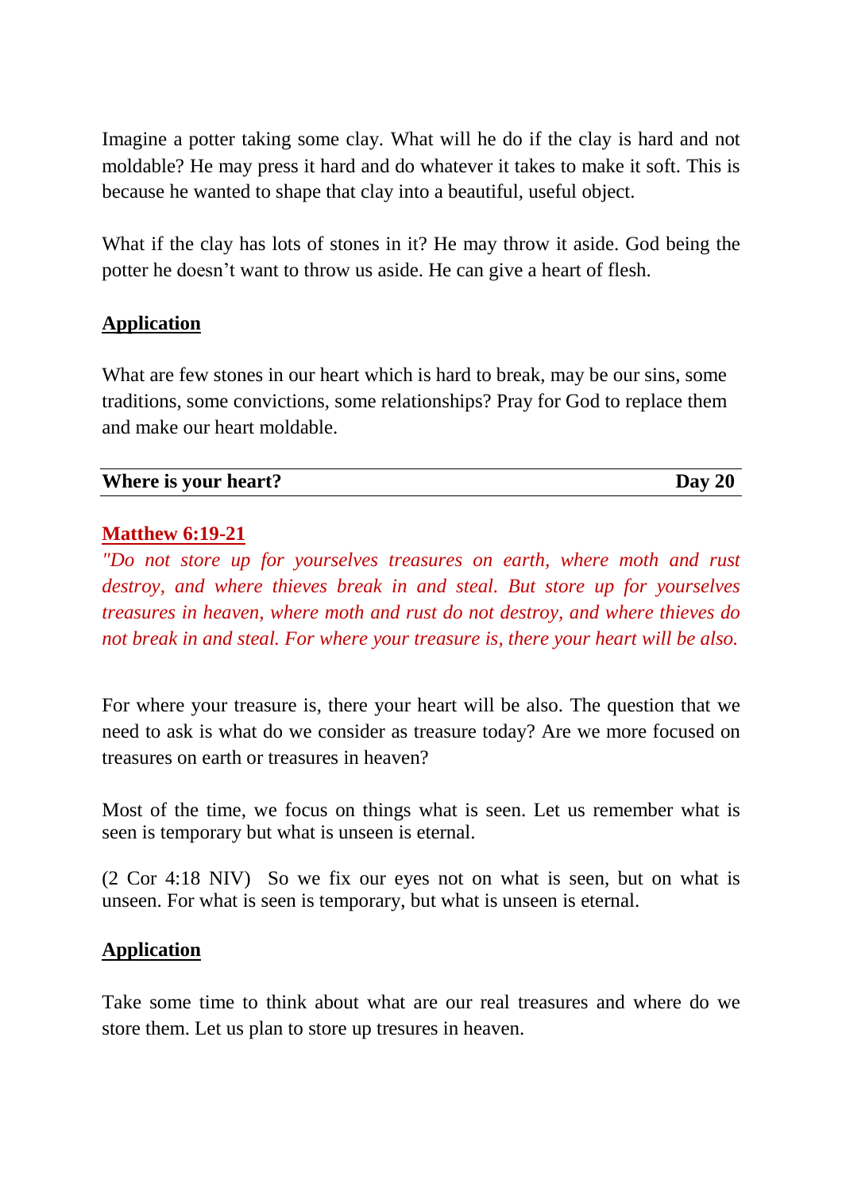Imagine a potter taking some clay. What will he do if the clay is hard and not moldable? He may press it hard and do whatever it takes to make it soft. This is because he wanted to shape that clay into a beautiful, useful object.

What if the clay has lots of stones in it? He may throw it aside. God being the potter he doesn't want to throw us aside. He can give a heart of flesh.

**Application**

What are few stones in our heart which is hard to break, may be our sins, some traditions, some convictions, some relationships? Pray for God to replace them and make our heart moldable.

## Where is your heart? — Day 20

**Matthew 6:19-21**

*"Do not store up for yourselves treasures on earth, where moth and rust destroy, and where thieves break in and steal. But store up for yourselves treasures in heaven, where moth and rust do not destroy, and where thieves do not break in and steal. For where your treasure is, there your heart will be also.*

For where your treasure is, there your heart will be also. The question that we need to ask is what do we consider as treasure today? Are we more focused on treasures on earth or treasures in heaven?

Most of the time, we focus on things what is seen. Let us remember what is seen is temporary but what is unseen is eternal.

(2 Cor 4:18 NIV) So we fix our eyes not on what is seen, but on what is unseen. For what is seen is temporary, but what is unseen is eternal.

**Application**

Take some time to think about what are our real treasures and where do we store them. Let us plan to store up tresures in heaven.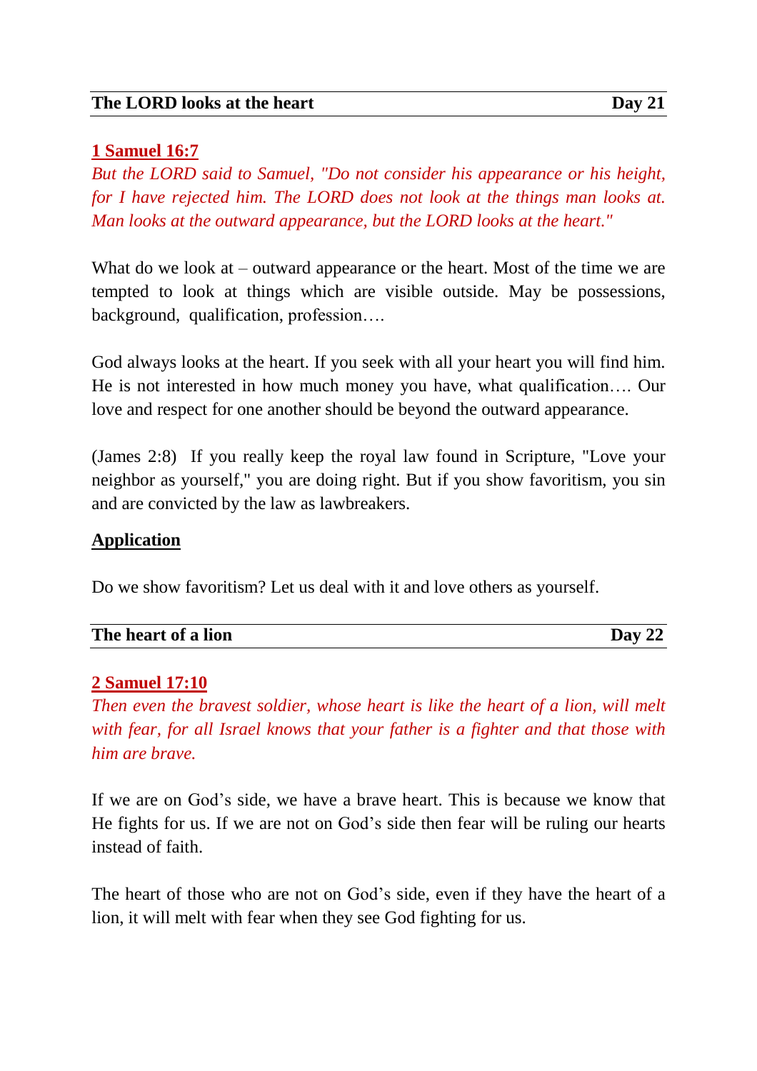## The LORD looks at the heart — Day 21

**1 Samuel 16:7**

*But the LORD said to Samuel, "Do not consider his appearance or his height, for I have rejected him. The LORD does not look at the things man looks at. Man looks at the outward appearance, but the LORD looks at the heart."*

What do we look at – outward appearance or the heart. Most of the time we are tempted to look at things which are visible outside. May be possessions, background, qualification, profession….

God always looks at the heart. If you seek with all your heart you will find him. He is not interested in how much money you have, what qualification…. Our love and respect for one another should be beyond the outward appearance.

(James 2:8) If you really keep the royal law found in Scripture, "Love your neighbor as yourself," you are doing right. But if you show favoritism, you sin and are convicted by the law as lawbreakers.

**Application**

Do we show favoritism? Let us deal with it and love others as yourself.

## The heart of a lion — Day 22

**2 Samuel 17:10**

*Then even the bravest soldier, whose heart is like the heart of a lion, will melt with fear, for all Israel knows that your father is a fighter and that those with him are brave.*

If we are on God's side, we have a brave heart. This is because we know that He fights for us. If we are not on God's side then fear will be ruling our hearts instead of faith.

The heart of those who are not on God's side, even if they have the heart of a lion, it will melt with fear when they see God fighting for us.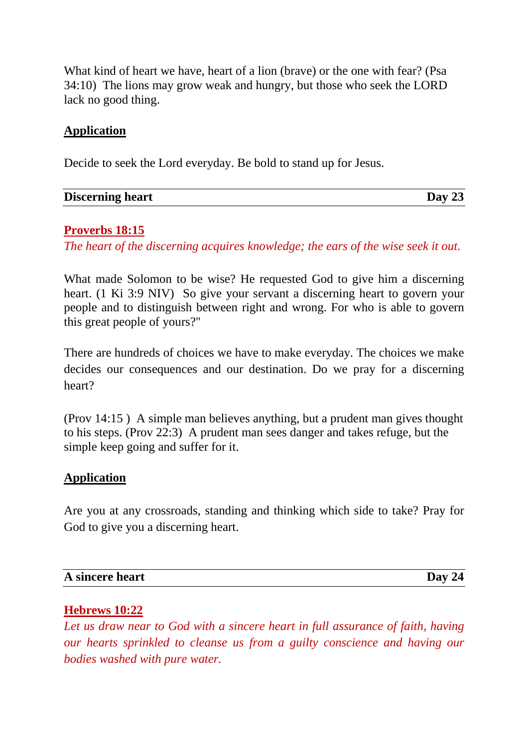What kind of heart we have, heart of a lion (brave) or the one with fear? (Psa 34:10) The lions may grow weak and hungry, but those who seek the LORD lack no good thing.

**Application**

Decide to seek the Lord everyday. Be bold to stand up for Jesus.

| **Discerning heart** | **Day 23** |
|---|---|

**Proverbs 18:15**

*The heart of the discerning acquires knowledge; the ears of the wise seek it out.*

What made Solomon to be wise? He requested God to give him a discerning heart. (1 Ki 3:9 NIV) So give your servant a discerning heart to govern your people and to distinguish between right and wrong. For who is able to govern this great people of yours?"

There are hundreds of choices we have to make everyday. The choices we make decides our consequences and our destination. Do we pray for a discerning heart?

(Prov 14:15 ) A simple man believes anything, but a prudent man gives thought to his steps. (Prov 22:3) A prudent man sees danger and takes refuge, but the simple keep going and suffer for it.

**Application**

Are you at any crossroads, standing and thinking which side to take? Pray for God to give you a discerning heart.

| **A sincere heart** | **Day 24** |
|---|---|

**Hebrews 10:22**

*Let us draw near to God with a sincere heart in full assurance of faith, having our hearts sprinkled to cleanse us from a guilty conscience and having our bodies washed with pure water.*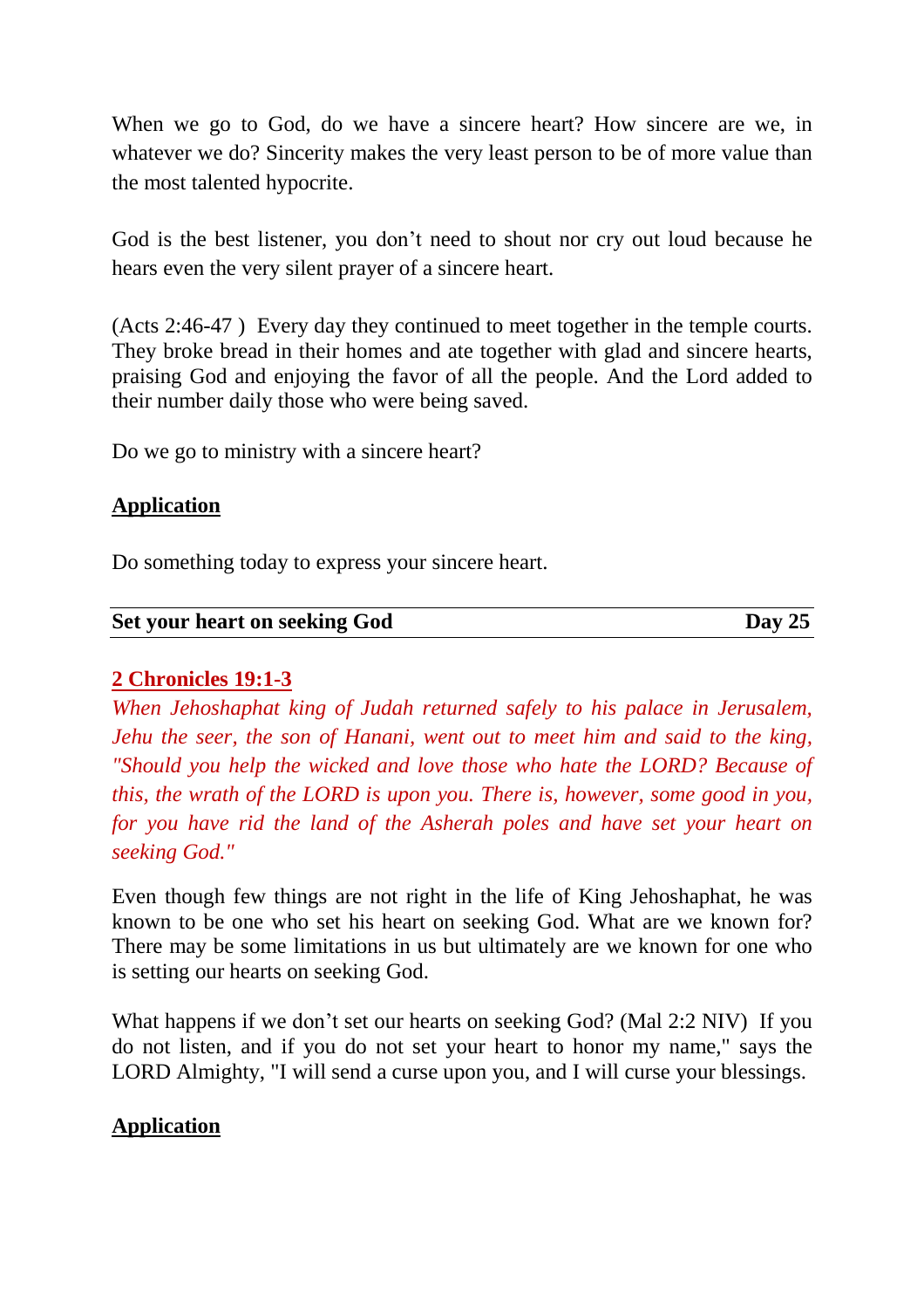When we go to God, do we have a sincere heart? How sincere are we, in whatever we do? Sincerity makes the very least person to be of more value than the most talented hypocrite.

God is the best listener, you don't need to shout nor cry out loud because he hears even the very silent prayer of a sincere heart.

(Acts 2:46-47 ) Every day they continued to meet together in the temple courts. They broke bread in their homes and ate together with glad and sincere hearts, praising God and enjoying the favor of all the people. And the Lord added to their number daily those who were being saved.

Do we go to ministry with a sincere heart?

**Application**

Do something today to express your sincere heart.

---

## Set your heart on seeking God — Day 25

---

**2 Chronicles 19:1-3**

*When Jehoshaphat king of Judah returned safely to his palace in Jerusalem, Jehu the seer, the son of Hanani, went out to meet him and said to the king, "Should you help the wicked and love those who hate the LORD? Because of this, the wrath of the LORD is upon you. There is, however, some good in you, for you have rid the land of the Asherah poles and have set your heart on seeking God."*

Even though few things are not right in the life of King Jehoshaphat, he was known to be one who set his heart on seeking God. What are we known for? There may be some limitations in us but ultimately are we known for one who is setting our hearts on seeking God.

What happens if we don't set our hearts on seeking God? (Mal 2:2 NIV) If you do not listen, and if you do not set your heart to honor my name," says the LORD Almighty, "I will send a curse upon you, and I will curse your blessings.

**Application**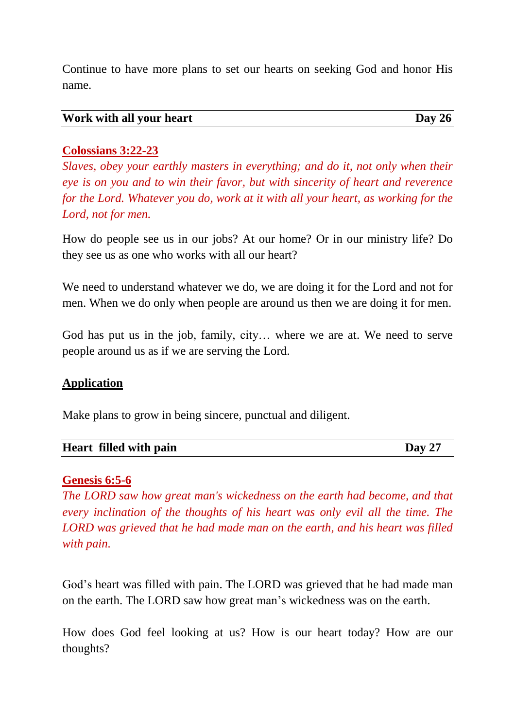Continue to have more plans to set our hearts on seeking God and honor His name.

## Work with all your heart — Day 26

**Colossians 3:22-23**

*Slaves, obey your earthly masters in everything; and do it, not only when their eye is on you and to win their favor, but with sincerity of heart and reverence for the Lord. Whatever you do, work at it with all your heart, as working for the Lord, not for men.*

How do people see us in our jobs? At our home? Or in our ministry life? Do they see us as one who works with all our heart?

We need to understand whatever we do, we are doing it for the Lord and not for men. When we do only when people are around us then we are doing it for men.

God has put us in the job, family, city… where we are at. We need to serve people around us as if we are serving the Lord.

**Application**

Make plans to grow in being sincere, punctual and diligent.

## Heart filled with pain — Day 27

**Genesis 6:5-6**

*The LORD saw how great man's wickedness on the earth had become, and that every inclination of the thoughts of his heart was only evil all the time. The LORD was grieved that he had made man on the earth, and his heart was filled with pain.*

God's heart was filled with pain. The LORD was grieved that he had made man on the earth. The LORD saw how great man's wickedness was on the earth.

How does God feel looking at us? How is our heart today? How are our thoughts?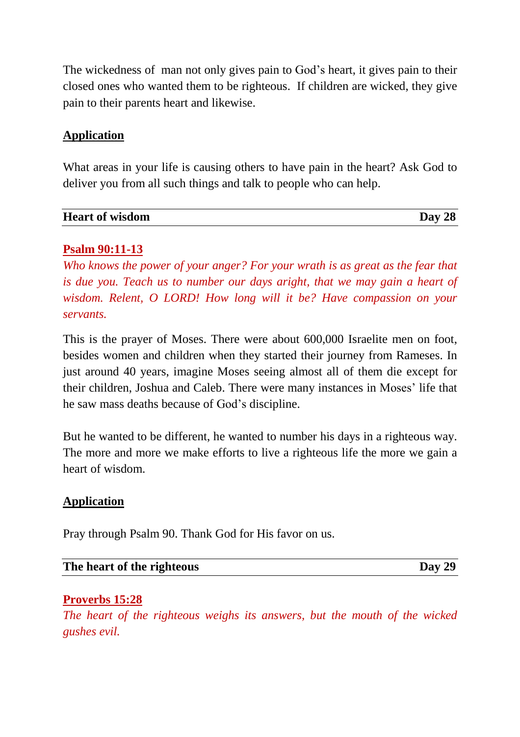The wickedness of  man not only gives pain to God's heart, it gives pain to their closed ones who wanted them to be righteous.  If children are wicked, they give pain to their parents heart and likewise.

**Application**

What areas in your life is causing others to have pain in the heart? Ask God to deliver you from all such things and talk to people who can help.

---

**Heart of wisdom** **Day 28**

---

**Psalm 90:11-13**

*Who knows the power of your anger? For your wrath is as great as the fear that is due you. Teach us to number our days aright, that we may gain a heart of wisdom. Relent, O LORD! How long will it be? Have compassion on your servants.*

This is the prayer of Moses. There were about 600,000 Israelite men on foot, besides women and children when they started their journey from Rameses. In just around 40 years, imagine Moses seeing almost all of them die except for their children, Joshua and Caleb. There were many instances in Moses' life that he saw mass deaths because of God's discipline.

But he wanted to be different, he wanted to number his days in a righteous way. The more and more we make efforts to live a righteous life the more we gain a heart of wisdom.

**Application**

Pray through Psalm 90. Thank God for His favor on us.

---

**The heart of the righteous** **Day 29**

---

**Proverbs 15:28**

*The heart of the righteous weighs its answers, but the mouth of the wicked gushes evil.*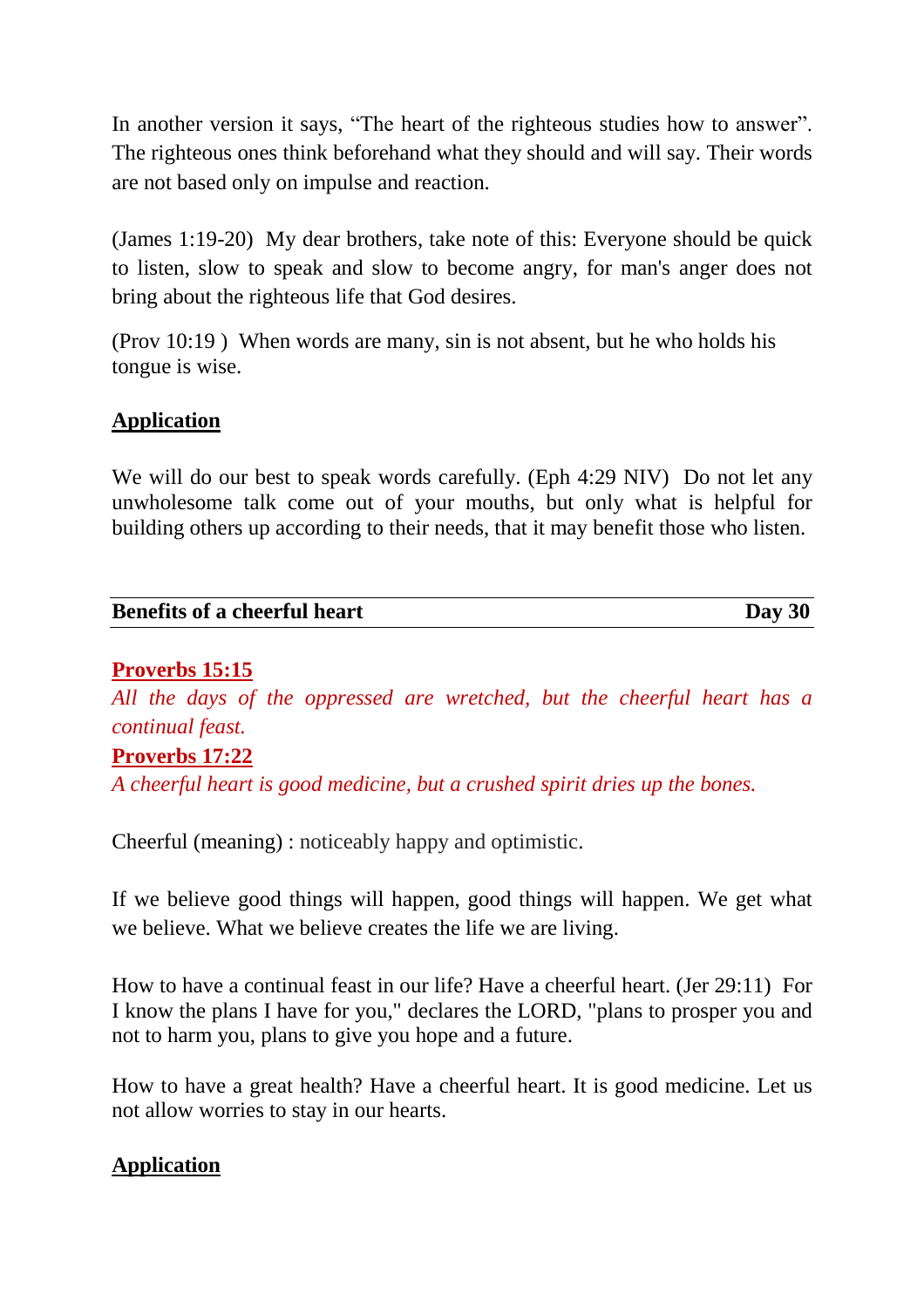In another version it says, “The heart of the righteous studies how to answer”. The righteous ones think beforehand what they should and will say. Their words are not based only on impulse and reaction.

(James 1:19-20) My dear brothers, take note of this: Everyone should be quick to listen, slow to speak and slow to become angry, for man's anger does not bring about the righteous life that God desires.

(Prov 10:19 ) When words are many, sin is not absent, but he who holds his tongue is wise.

**Application**

We will do our best to speak words carefully. (Eph 4:29 NIV) Do not let any unwholesome talk come out of your mouths, but only what is helpful for building others up according to their needs, that it may benefit those who listen.

## Benefits of a cheerful heart — Day 30

**Proverbs 15:15**

*All the days of the oppressed are wretched, but the cheerful heart has a continual feast.*

**Proverbs 17:22**

*A cheerful heart is good medicine, but a crushed spirit dries up the bones.*

Cheerful (meaning) : noticeably happy and optimistic.

If we believe good things will happen, good things will happen. We get what we believe. What we believe creates the life we are living.

How to have a continual feast in our life? Have a cheerful heart. (Jer 29:11) For I know the plans I have for you," declares the LORD, "plans to prosper you and not to harm you, plans to give you hope and a future.

How to have a great health? Have a cheerful heart. It is good medicine. Let us not allow worries to stay in our hearts.

**Application**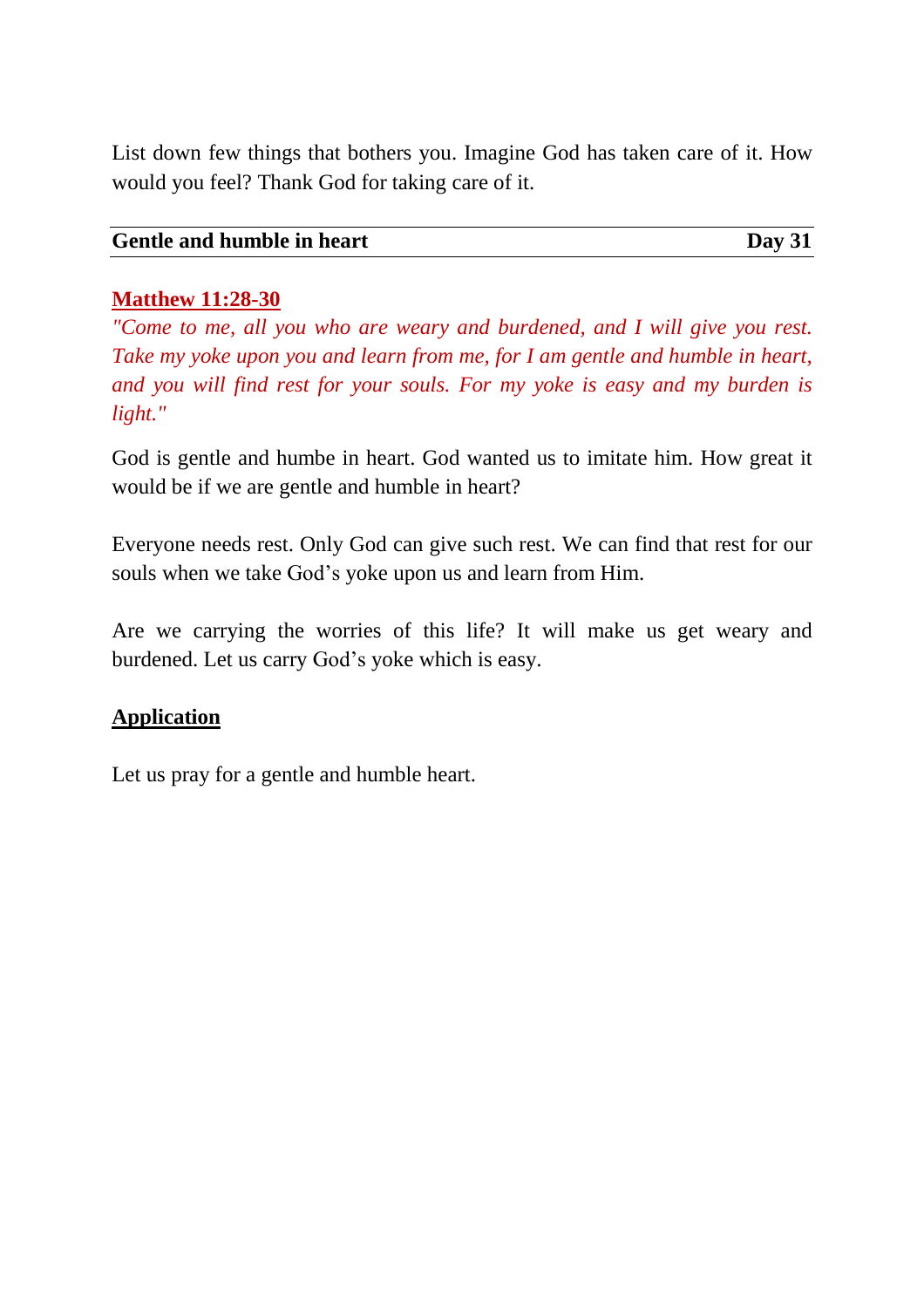List down few things that bothers you. Imagine God has taken care of it. How would you feel? Thank God for taking care of it.

## Gentle and humble in heart — Day 31

**Matthew 11:28-30**

*"Come to me, all you who are weary and burdened, and I will give you rest. Take my yoke upon you and learn from me, for I am gentle and humble in heart, and you will find rest for your souls. For my yoke is easy and my burden is light."*

God is gentle and humbe in heart. God wanted us to imitate him. How great it would be if we are gentle and humble in heart?

Everyone needs rest. Only God can give such rest. We can find that rest for our souls when we take God's yoke upon us and learn from Him.

Are we carrying the worries of this life? It will make us get weary and burdened. Let us carry God's yoke which is easy.

**Application**

Let us pray for a gentle and humble heart.